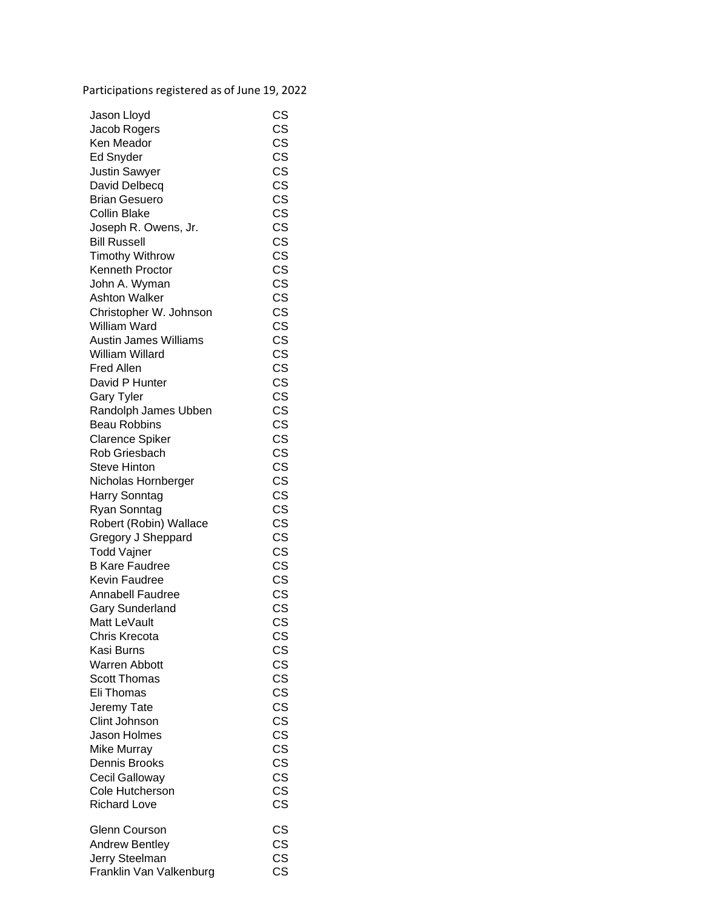Participations registered as of June 19, 2022

| | |
|---|---|
| Jason Lloyd | CS |
| Jacob Rogers | CS |
| Ken Meador | CS |
| Ed Snyder | CS |
| Justin Sawyer | CS |
| David Delbecq | CS |
| Brian Gesuero | CS |
| Collin Blake | CS |
| Joseph R. Owens, Jr. | CS |
| Bill Russell | CS |
| Timothy Withrow | CS |
| Kenneth Proctor | CS |
| John A. Wyman | CS |
| Ashton Walker | CS |
| Christopher W. Johnson | CS |
| William Ward | CS |
| Austin James Williams | CS |
| William Willard | CS |
| Fred Allen | CS |
| David P Hunter | CS |
| Gary Tyler | CS |
| Randolph James Ubben | CS |
| Beau Robbins | CS |
| Clarence Spiker | CS |
| Rob Griesbach | CS |
| Steve Hinton | CS |
| Nicholas Hornberger | CS |
| Harry Sonntag | CS |
| Ryan Sonntag | CS |
| Robert (Robin) Wallace | CS |
| Gregory J Sheppard | CS |
| Todd Vajner | CS |
| B Kare Faudree | CS |
| Kevin Faudree | CS |
| Annabell Faudree | CS |
| Gary Sunderland | CS |
| Matt LeVault | CS |
| Chris Krecota | CS |
| Kasi Burns | CS |
| Warren Abbott | CS |
| Scott Thomas | CS |
| Eli Thomas | CS |
| Jeremy Tate | CS |
| Clint Johnson | CS |
| Jason Holmes | CS |
| Mike Murray | CS |
| Dennis Brooks | CS |
| Cecil Galloway | CS |
| Cole Hutcherson | CS |
| Richard Love | CS |
| Glenn Courson | CS |
| Andrew Bentley | CS |
| Jerry Steelman | CS |
| Franklin Van Valkenburg | CS |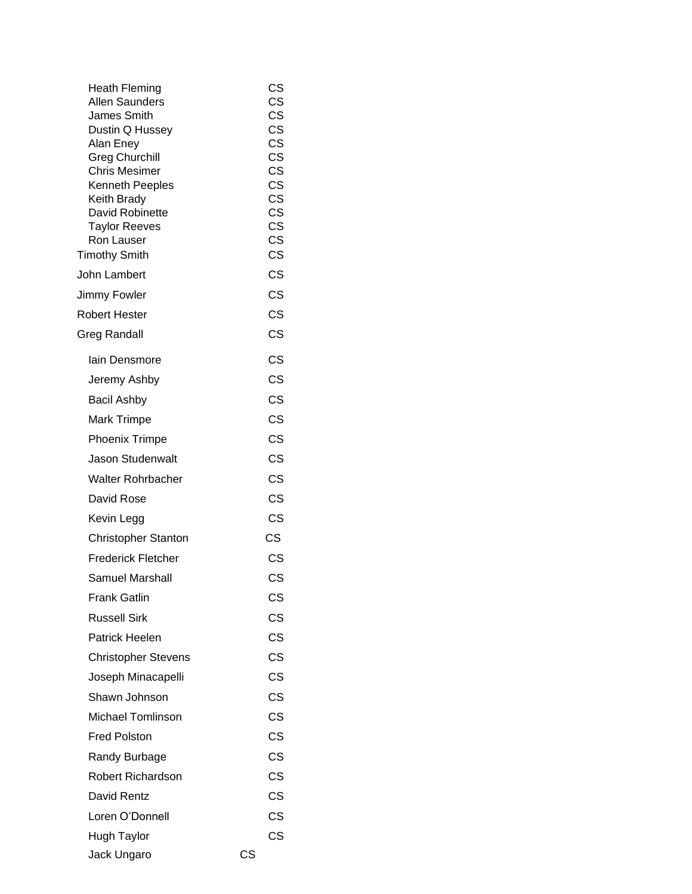| | |
|---|---|
| Heath Fleming | CS |
| Allen Saunders | CS |
| James Smith | CS |
| Dustin Q Hussey | CS |
| Alan Eney | CS |
| Greg Churchill | CS |
| Chris Mesimer | CS |
| Kenneth Peeples | CS |
| Keith Brady | CS |
| David Robinette | CS |
| Taylor Reeves | CS |
| Ron Lauser | CS |
| Timothy Smith | CS |
| John Lambert | CS |
| Jimmy Fowler | CS |
| Robert Hester | CS |
| Greg Randall | CS |
| Iain Densmore | CS |
| Jeremy Ashby | CS |
| Bacil Ashby | CS |
| Mark Trimpe | CS |
| Phoenix Trimpe | CS |
| Jason Studenwalt | CS |
| Walter Rohrbacher | CS |
| David Rose | CS |
| Kevin Legg | CS |
| Christopher Stanton | CS |
| Frederick Fletcher | CS |
| Samuel Marshall | CS |
| Frank Gatlin | CS |
| Russell Sirk | CS |
| Patrick Heelen | CS |
| Christopher Stevens | CS |
| Joseph Minacapelli | CS |
| Shawn Johnson | CS |
| Michael Tomlinson | CS |
| Fred Polston | CS |
| Randy Burbage | CS |
| Robert Richardson | CS |
| David Rentz | CS |
| Loren O'Donnell | CS |
| Hugh Taylor | CS |
| Jack Ungaro | CS |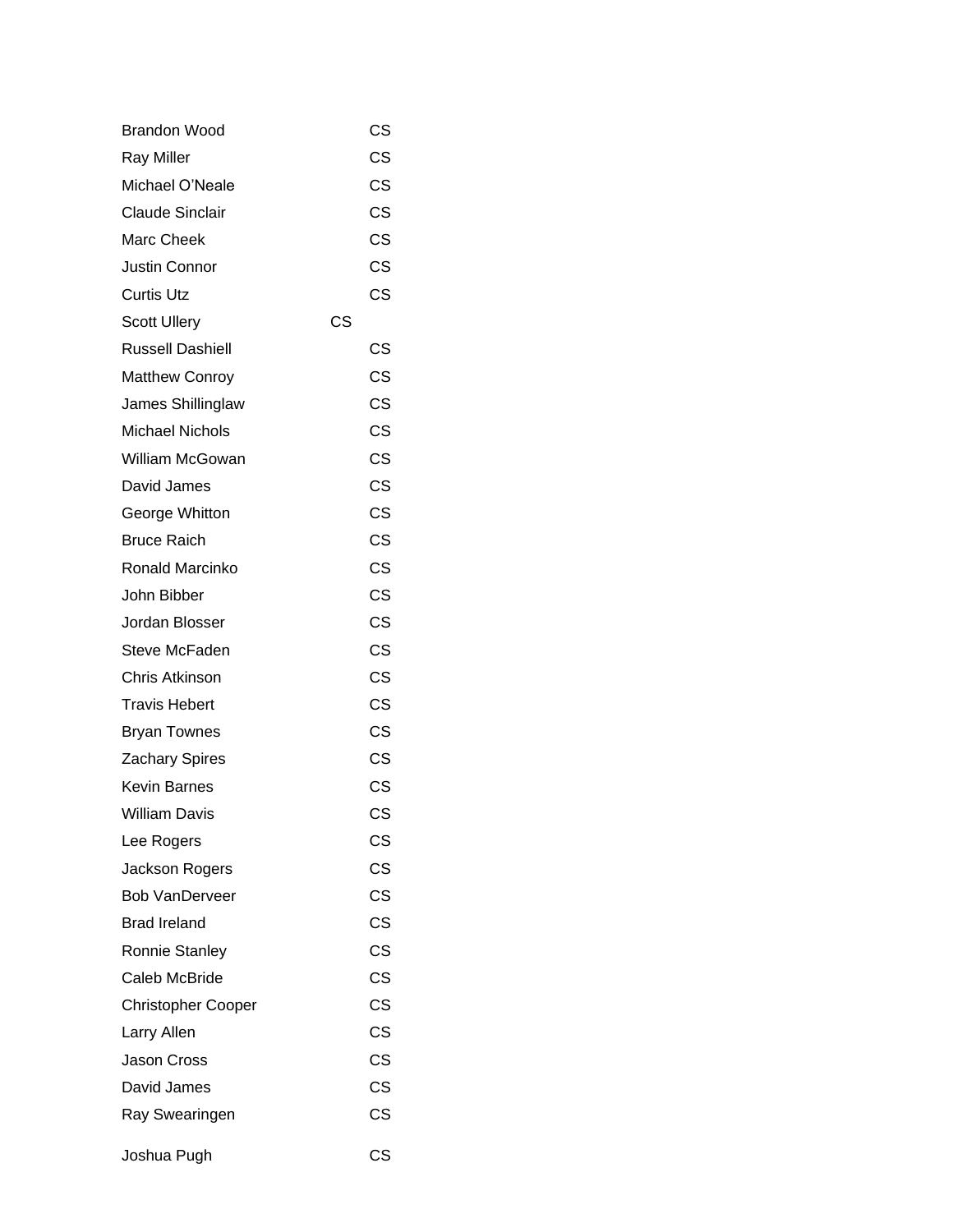| | |
|---|---|
| Brandon Wood | CS |
| Ray Miller | CS |
| Michael O’Neale | CS |
| Claude Sinclair | CS |
| Marc Cheek | CS |
| Justin Connor | CS |
| Curtis Utz | CS |
| Scott Ullery | CS |
| Russell Dashiell | CS |
| Matthew Conroy | CS |
| James Shillinglaw | CS |
| Michael Nichols | CS |
| William McGowan | CS |
| David James | CS |
| George Whitton | CS |
| Bruce Raich | CS |
| Ronald Marcinko | CS |
| John Bibber | CS |
| Jordan Blosser | CS |
| Steve McFaden | CS |
| Chris Atkinson | CS |
| Travis Hebert | CS |
| Bryan Townes | CS |
| Zachary Spires | CS |
| Kevin Barnes | CS |
| William Davis | CS |
| Lee Rogers | CS |
| Jackson Rogers | CS |
| Bob VanDerveer | CS |
| Brad Ireland | CS |
| Ronnie Stanley | CS |
| Caleb McBride | CS |
| Christopher Cooper | CS |
| Larry Allen | CS |
| Jason Cross | CS |
| David James | CS |
| Ray Swearingen | CS |
| Joshua Pugh | CS |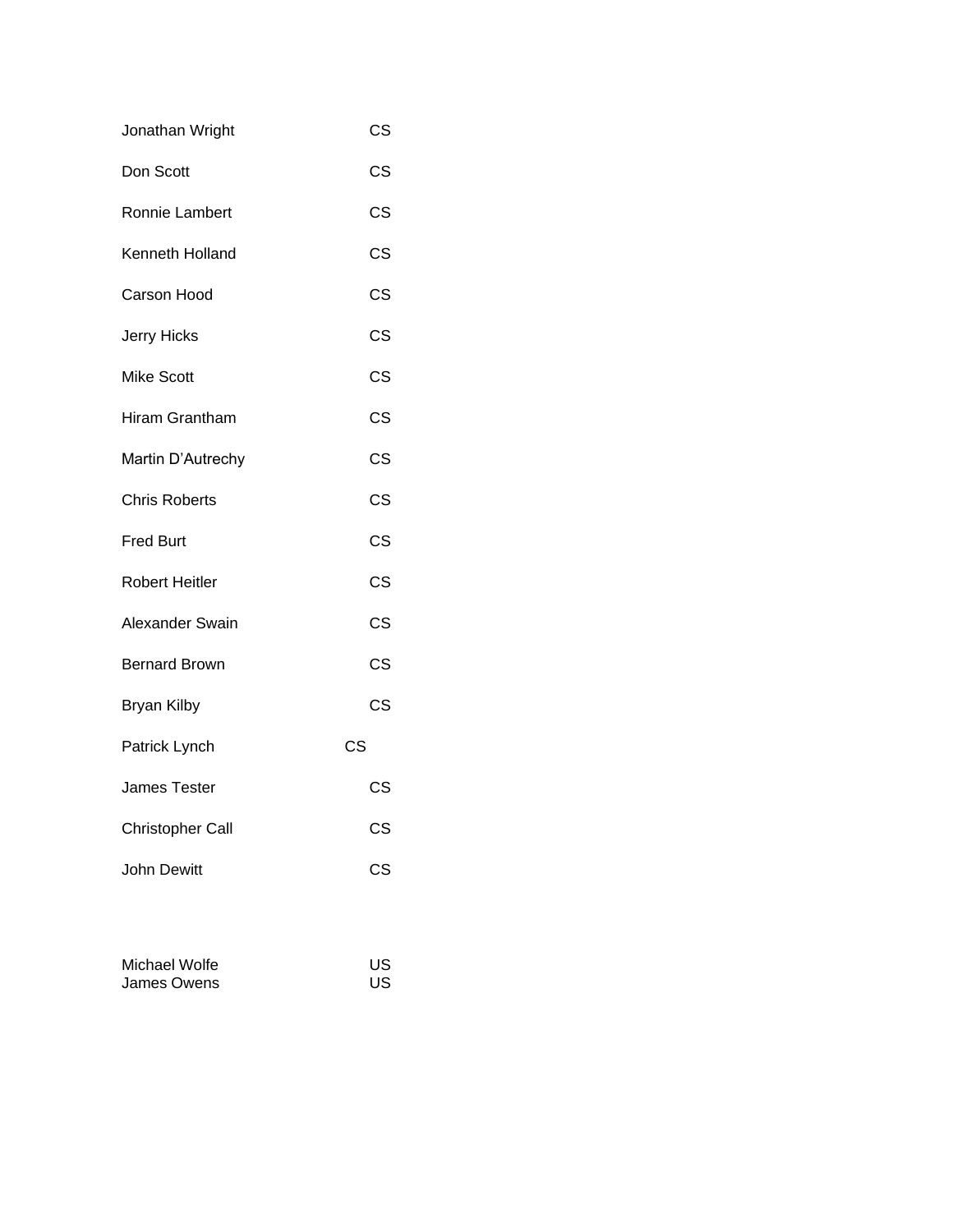| | |
|---|---|
| Jonathan Wright | CS |
| Don Scott | CS |
| Ronnie Lambert | CS |
| Kenneth Holland | CS |
| Carson Hood | CS |
| Jerry Hicks | CS |
| Mike Scott | CS |
| Hiram Grantham | CS |
| Martin D’Autrechy | CS |
| Chris Roberts | CS |
| Fred Burt | CS |
| Robert Heitler | CS |
| Alexander Swain | CS |
| Bernard Brown | CS |
| Bryan Kilby | CS |
| Patrick Lynch | CS |
| James Tester | CS |
| Christopher Call | CS |
| John Dewitt | CS |

| | |
|---|---|
| Michael Wolfe | US |
| James Owens | US |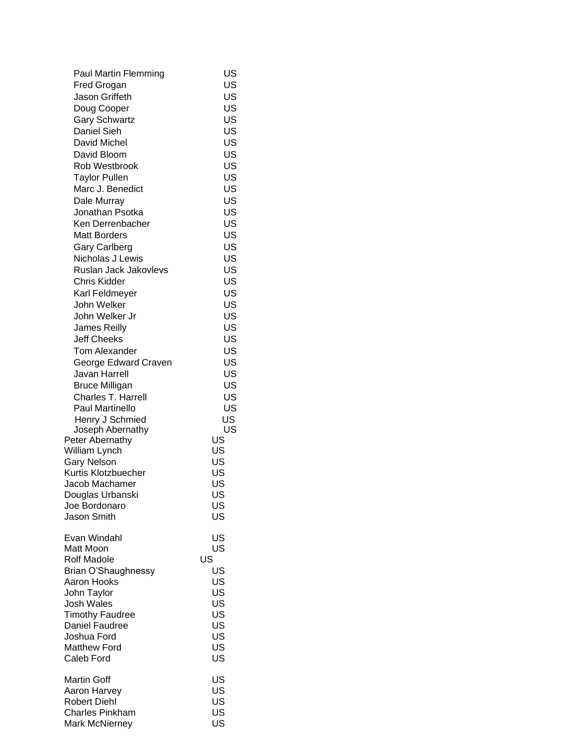| | |
|---|---|
| Paul Martin Flemming | US |
| Fred Grogan | US |
| Jason Griffeth | US |
| Doug Cooper | US |
| Gary Schwartz | US |
| Daniel Sieh | US |
| David Michel | US |
| David Bloom | US |
| Rob Westbrook | US |
| Taylor Pullen | US |
| Marc J. Benedict | US |
| Dale Murray | US |
| Jonathan Psotka | US |
| Ken Derrenbacher | US |
| Matt Borders | US |
| Gary Carlberg | US |
| Nicholas J Lewis | US |
| Ruslan Jack Jakovlevs | US |
| Chris Kidder | US |
| Karl Feldmeyer | US |
| John Welker | US |
| John Welker Jr | US |
| James Reilly | US |
| Jeff Cheeks | US |
| Tom Alexander | US |
| George Edward Craven | US |
| Javan Harrell | US |
| Bruce Milligan | US |
| Charles T. Harrell | US |
| Paul Martinello | US |
| Henry J Schmied | US |
| Joseph Abernathy | US |
| Peter Abernathy | US |
| William Lynch | US |
| Gary Nelson | US |
| Kurtis Klotzbuecher | US |
| Jacob Machamer | US |
| Douglas Urbanski | US |
| Joe Bordonaro | US |
| Jason Smith | US |
| | |
| Evan Windahl | US |
| Matt Moon | US |
| Rolf Madole | US |
| Brian O’Shaughnessy | US |
| Aaron Hooks | US |
| John Taylor | US |
| Josh Wales | US |
| Timothy Faudree | US |
| Daniel Faudree | US |
| Joshua Ford | US |
| Matthew Ford | US |
| Caleb Ford | US |
| | |
| Martin Goff | US |
| Aaron Harvey | US |
| Robert Diehl | US |
| Charles Pinkham | US |
| Mark McNierney | US |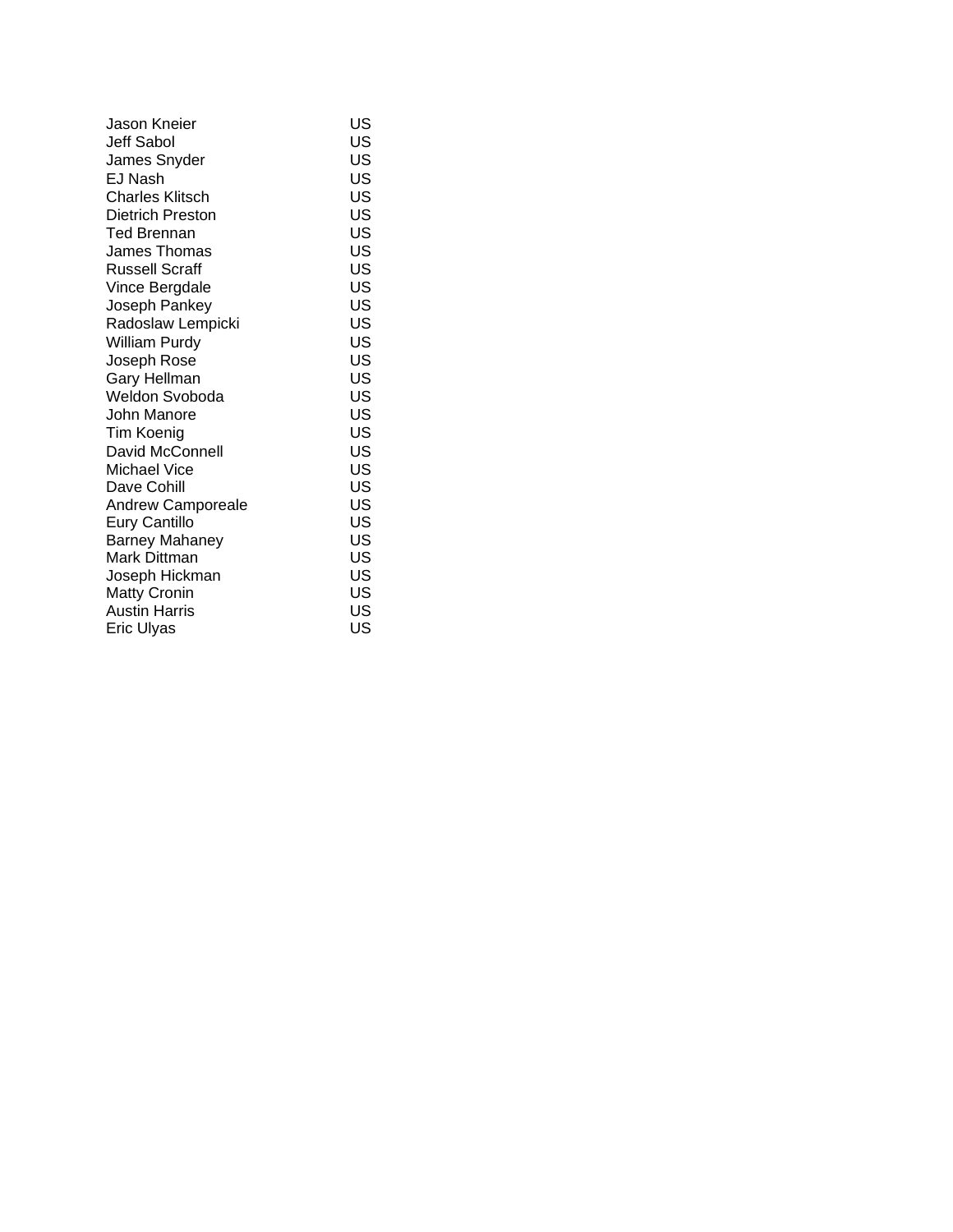| | |
|---|---|
| Jason Kneier | US |
| Jeff Sabol | US |
| James Snyder | US |
| EJ Nash | US |
| Charles Klitsch | US |
| Dietrich Preston | US |
| Ted Brennan | US |
| James Thomas | US |
| Russell Scraff | US |
| Vince Bergdale | US |
| Joseph Pankey | US |
| Radoslaw Lempicki | US |
| William Purdy | US |
| Joseph Rose | US |
| Gary Hellman | US |
| Weldon Svoboda | US |
| John Manore | US |
| Tim Koenig | US |
| David McConnell | US |
| Michael Vice | US |
| Dave Cohill | US |
| Andrew Camporeale | US |
| Eury Cantillo | US |
| Barney Mahaney | US |
| Mark Dittman | US |
| Joseph Hickman | US |
| Matty Cronin | US |
| Austin Harris | US |
| Eric Ulyas | US |